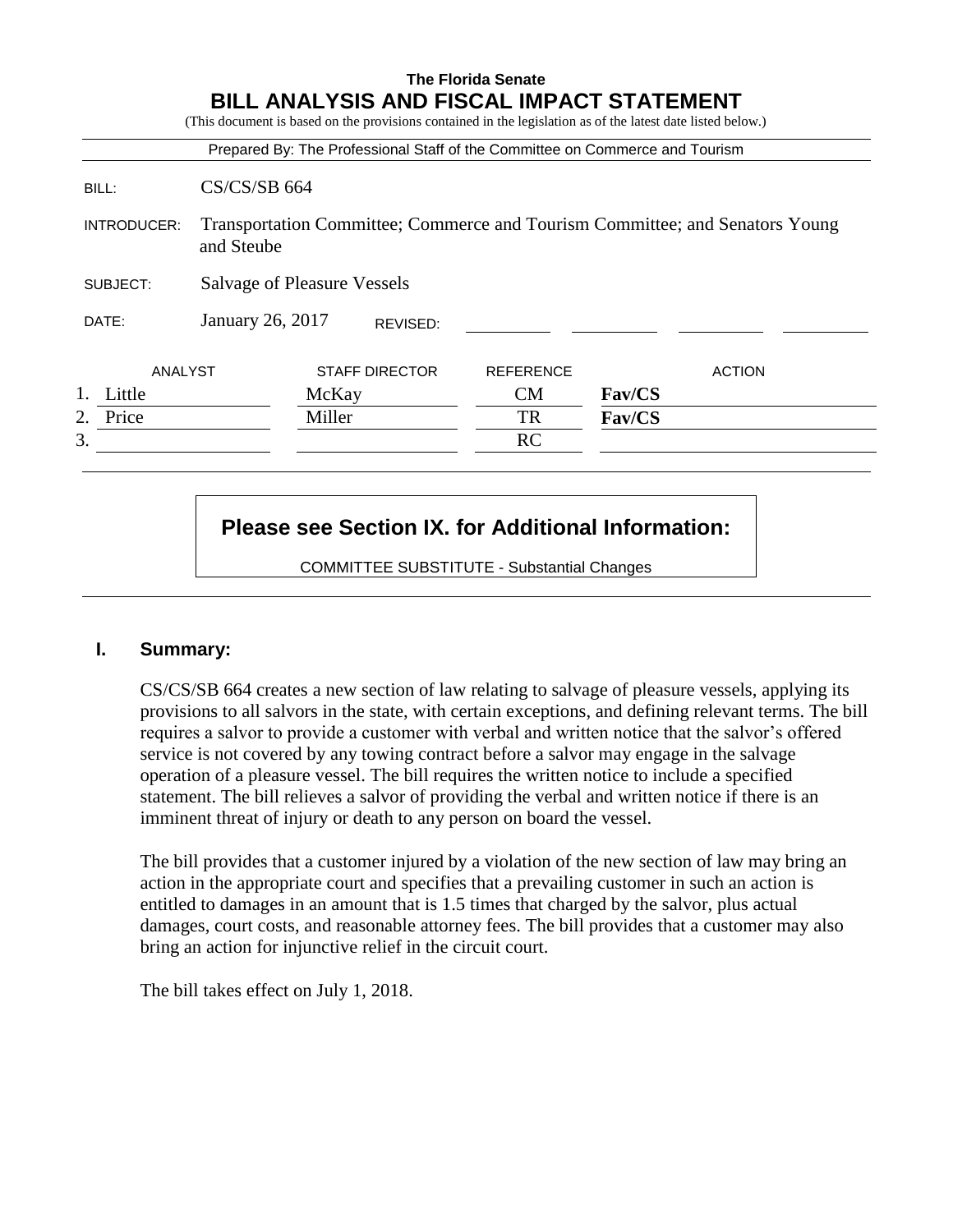**The Florida Senate**

# BILL ANALYSIS AND FISCAL IMPACT STATEMENT

(This document is based on the provisions contained in the legislation as of the latest date listed below.)

Prepared By: The Professional Staff of the Committee on Commerce and Tourism

| | |
|---|---|
| BILL: | CS/CS/SB 664 |
| INTRODUCER: | Transportation Committee; Commerce and Tourism Committee; and Senators Young and Steube |
| SUBJECT: | Salvage of Pleasure Vessels |
| DATE: | January 26, 2017 REVISED: |

| | ANALYST | STAFF DIRECTOR | REFERENCE | ACTION |
|---|---|---|---|---|
| 1. | Little | McKay | CM | **Fav/CS** |
| 2. | Price | Miller | TR | **Fav/CS** |
| 3. | | | RC | |

**Please see Section IX. for Additional Information:**

COMMITTEE SUBSTITUTE - Substantial Changes

## I. Summary:

CS/CS/SB 664 creates a new section of law relating to salvage of pleasure vessels, applying its provisions to all salvors in the state, with certain exceptions, and defining relevant terms. The bill requires a salvor to provide a customer with verbal and written notice that the salvor's offered service is not covered by any towing contract before a salvor may engage in the salvage operation of a pleasure vessel. The bill requires the written notice to include a specified statement. The bill relieves a salvor of providing the verbal and written notice if there is an imminent threat of injury or death to any person on board the vessel.

The bill provides that a customer injured by a violation of the new section of law may bring an action in the appropriate court and specifies that a prevailing customer in such an action is entitled to damages in an amount that is 1.5 times that charged by the salvor, plus actual damages, court costs, and reasonable attorney fees. The bill provides that a customer may also bring an action for injunctive relief in the circuit court.

The bill takes effect on July 1, 2018.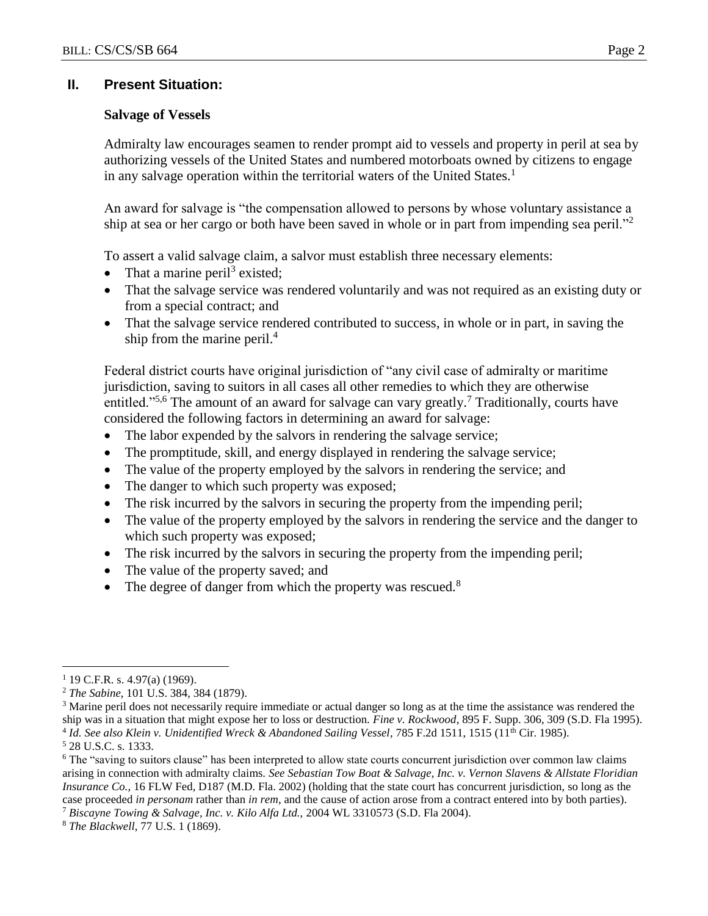## II. Present Situation:

### Salvage of Vessels

Admiralty law encourages seamen to render prompt aid to vessels and property in peril at sea by authorizing vessels of the United States and numbered motorboats owned by citizens to engage in any salvage operation within the territorial waters of the United States.[1]

An award for salvage is "the compensation allowed to persons by whose voluntary assistance a ship at sea or her cargo or both have been saved in whole or in part from impending sea peril."[2]

To assert a valid salvage claim, a salvor must establish three necessary elements:

- That a marine peril[3] existed;
- That the salvage service was rendered voluntarily and was not required as an existing duty or from a special contract; and
- That the salvage service rendered contributed to success, in whole or in part, in saving the ship from the marine peril.[4]

Federal district courts have original jurisdiction of "any civil case of admiralty or maritime jurisdiction, saving to suitors in all cases all other remedies to which they are otherwise entitled."[5,6] The amount of an award for salvage can vary greatly.[7] Traditionally, courts have considered the following factors in determining an award for salvage:

- The labor expended by the salvors in rendering the salvage service;
- The promptitude, skill, and energy displayed in rendering the salvage service;
- The value of the property employed by the salvors in rendering the service; and
- The danger to which such property was exposed;
- The risk incurred by the salvors in securing the property from the impending peril;
- The value of the property employed by the salvors in rendering the service and the danger to which such property was exposed;
- The risk incurred by the salvors in securing the property from the impending peril;
- The value of the property saved; and
- The degree of danger from which the property was rescued.[8]

---

[1] 19 C.F.R. s. 4.97(a) (1969).

[2] *The Sabine*, 101 U.S. 384, 384 (1879).

[3] Marine peril does not necessarily require immediate or actual danger so long as at the time the assistance was rendered the ship was in a situation that might expose her to loss or destruction. *Fine v. Rockwood*, 895 F. Supp. 306, 309 (S.D. Fla 1995).

[4] *Id. See also Klein v. Unidentified Wreck & Abandoned Sailing Vessel*, 785 F.2d 1511, 1515 (11th Cir. 1985).

[5] 28 U.S.C. s. 1333.

[6] The "saving to suitors clause" has been interpreted to allow state courts concurrent jurisdiction over common law claims arising in connection with admiralty claims. *See Sebastian Tow Boat & Salvage, Inc. v. Vernon Slavens & Allstate Floridian Insurance Co.,* 16 FLW Fed, D187 (M.D. Fla. 2002) (holding that the state court has concurrent jurisdiction, so long as the case proceeded *in personam* rather than *in rem*, and the cause of action arose from a contract entered into by both parties).

[7] *Biscayne Towing & Salvage, Inc. v. Kilo Alfa Ltd.,* 2004 WL 3310573 (S.D. Fla 2004).

[8] *The Blackwell*, 77 U.S. 1 (1869).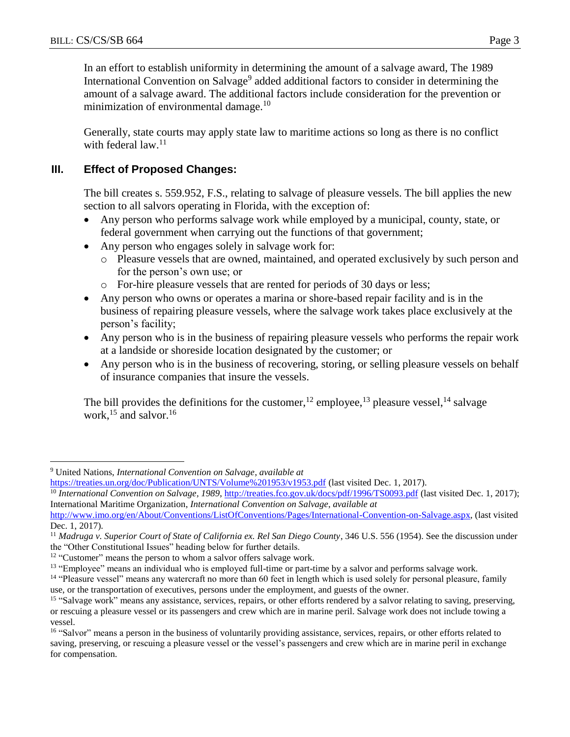In an effort to establish uniformity in determining the amount of a salvage award, The 1989 International Convention on Salvage[9] added additional factors to consider in determining the amount of a salvage award. The additional factors include consideration for the prevention or minimization of environmental damage.[10]

Generally, state courts may apply state law to maritime actions so long as there is no conflict with federal law.[11]

## III. Effect of Proposed Changes:

The bill creates s. 559.952, F.S., relating to salvage of pleasure vessels. The bill applies the new section to all salvors operating in Florida, with the exception of:

- Any person who performs salvage work while employed by a municipal, county, state, or federal government when carrying out the functions of that government;
- Any person who engages solely in salvage work for:
  - Pleasure vessels that are owned, maintained, and operated exclusively by such person and for the person's own use; or
  - For-hire pleasure vessels that are rented for periods of 30 days or less;
- Any person who owns or operates a marina or shore-based repair facility and is in the business of repairing pleasure vessels, where the salvage work takes place exclusively at the person's facility;
- Any person who is in the business of repairing pleasure vessels who performs the repair work at a landside or shoreside location designated by the customer; or
- Any person who is in the business of recovering, storing, or selling pleasure vessels on behalf of insurance companies that insure the vessels.

The bill provides the definitions for the customer,[12] employee,[13] pleasure vessel,[14] salvage work,[15] and salvor.[16]

---

[9] United Nations, *International Convention on Salvage*, *available at* https://treaties.un.org/doc/Publication/UNTS/Volume%201953/v1953.pdf (last visited Dec. 1, 2017).

[10] *International Convention on Salvage, 1989*, http://treaties.fco.gov.uk/docs/pdf/1996/TS0093.pdf (last visited Dec. 1, 2017); International Maritime Organization, *International Convention on Salvage*, *available at* http://www.imo.org/en/About/Conventions/ListOfConventions/Pages/International-Convention-on-Salvage.aspx, (last visited Dec. 1, 2017).

[11] *Madruga v. Superior Court of State of California ex. Rel San Diego County*, 346 U.S. 556 (1954). See the discussion under the "Other Constitutional Issues" heading below for further details.

[12] "Customer" means the person to whom a salvor offers salvage work.

[13] "Employee" means an individual who is employed full-time or part-time by a salvor and performs salvage work.

[14] "Pleasure vessel" means any watercraft no more than 60 feet in length which is used solely for personal pleasure, family use, or the transportation of executives, persons under the employment, and guests of the owner.

[15] "Salvage work" means any assistance, services, repairs, or other efforts rendered by a salvor relating to saving, preserving, or rescuing a pleasure vessel or its passengers and crew which are in marine peril. Salvage work does not include towing a vessel.

[16] "Salvor" means a person in the business of voluntarily providing assistance, services, repairs, or other efforts related to saving, preserving, or rescuing a pleasure vessel or the vessel's passengers and crew which are in marine peril in exchange for compensation.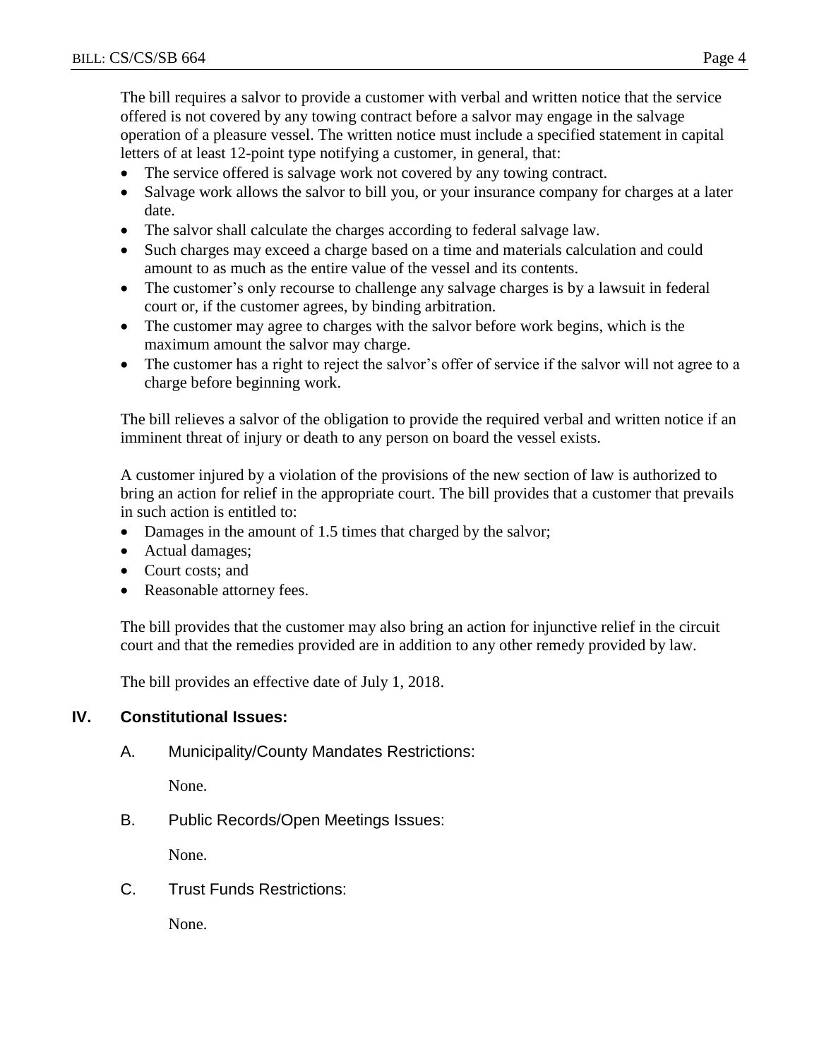The bill requires a salvor to provide a customer with verbal and written notice that the service offered is not covered by any towing contract before a salvor may engage in the salvage operation of a pleasure vessel. The written notice must include a specified statement in capital letters of at least 12-point type notifying a customer, in general, that:

- The service offered is salvage work not covered by any towing contract.
- Salvage work allows the salvor to bill you, or your insurance company for charges at a later date.
- The salvor shall calculate the charges according to federal salvage law.
- Such charges may exceed a charge based on a time and materials calculation and could amount to as much as the entire value of the vessel and its contents.
- The customer's only recourse to challenge any salvage charges is by a lawsuit in federal court or, if the customer agrees, by binding arbitration.
- The customer may agree to charges with the salvor before work begins, which is the maximum amount the salvor may charge.
- The customer has a right to reject the salvor's offer of service if the salvor will not agree to a charge before beginning work.

The bill relieves a salvor of the obligation to provide the required verbal and written notice if an imminent threat of injury or death to any person on board the vessel exists.

A customer injured by a violation of the provisions of the new section of law is authorized to bring an action for relief in the appropriate court. The bill provides that a customer that prevails in such action is entitled to:

- Damages in the amount of 1.5 times that charged by the salvor;
- Actual damages;
- Court costs; and
- Reasonable attorney fees.

The bill provides that the customer may also bring an action for injunctive relief in the circuit court and that the remedies provided are in addition to any other remedy provided by law.

The bill provides an effective date of July 1, 2018.

## IV. Constitutional Issues:

### A. Municipality/County Mandates Restrictions:

None.

### B. Public Records/Open Meetings Issues:

None.

### C. Trust Funds Restrictions:

None.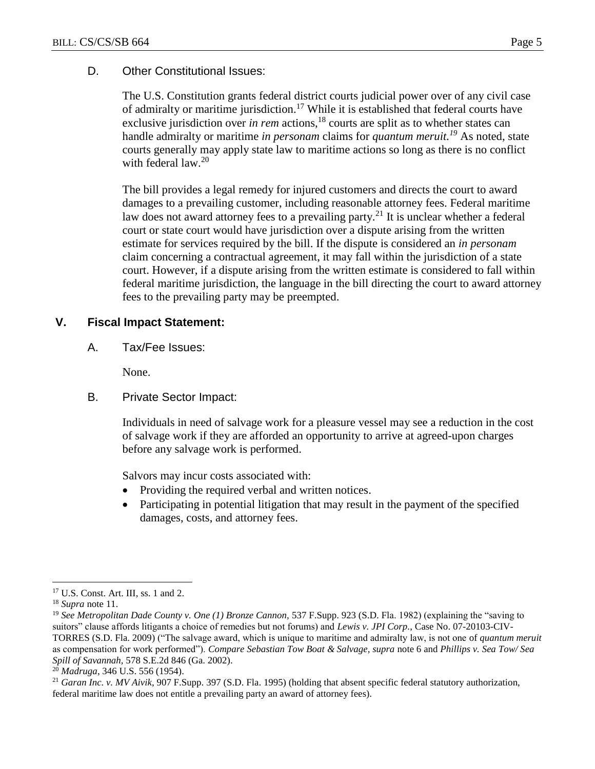D. Other Constitutional Issues:

The U.S. Constitution grants federal district courts judicial power over of any civil case of admiralty or maritime jurisdiction.[17] While it is established that federal courts have exclusive jurisdiction over *in rem* actions,[18] courts are split as to whether states can handle admiralty or maritime *in personam* claims for *quantum meruit.*[19] As noted, state courts generally may apply state law to maritime actions so long as there is no conflict with federal law.[20]

The bill provides a legal remedy for injured customers and directs the court to award damages to a prevailing customer, including reasonable attorney fees. Federal maritime law does not award attorney fees to a prevailing party.[21] It is unclear whether a federal court or state court would have jurisdiction over a dispute arising from the written estimate for services required by the bill. If the dispute is considered an *in personam* claim concerning a contractual agreement, it may fall within the jurisdiction of a state court. However, if a dispute arising from the written estimate is considered to fall within federal maritime jurisdiction, the language in the bill directing the court to award attorney fees to the prevailing party may be preempted.

## V. Fiscal Impact Statement:

A. Tax/Fee Issues:

None.

B. Private Sector Impact:

Individuals in need of salvage work for a pleasure vessel may see a reduction in the cost of salvage work if they are afforded an opportunity to arrive at agreed-upon charges before any salvage work is performed.

Salvors may incur costs associated with:

- Providing the required verbal and written notices.
- Participating in potential litigation that may result in the payment of the specified damages, costs, and attorney fees.

---

[17] U.S. Const. Art. III, ss. 1 and 2.

[18] *Supra* note 11.

[19] *See Metropolitan Dade County v. One (1) Bronze Cannon*, 537 F.Supp. 923 (S.D. Fla. 1982) (explaining the "saving to suitors" clause affords litigants a choice of remedies but not forums) and *Lewis v. JPI Corp.*, Case No. 07-20103-CIV-TORRES (S.D. Fla. 2009) ("The salvage award, which is unique to maritime and admiralty law, is not one of *quantum meruit* as compensation for work performed"). *Compare Sebastian Tow Boat & Salvage, supra* note 6 and *Phillips v. Sea Tow/ Sea Spill of Savannah*, 578 S.E.2d 846 (Ga. 2002).

[20] *Madruga*, 346 U.S. 556 (1954).

[21] *Garan Inc. v. MV Aivik*, 907 F.Supp. 397 (S.D. Fla. 1995) (holding that absent specific federal statutory authorization, federal maritime law does not entitle a prevailing party an award of attorney fees).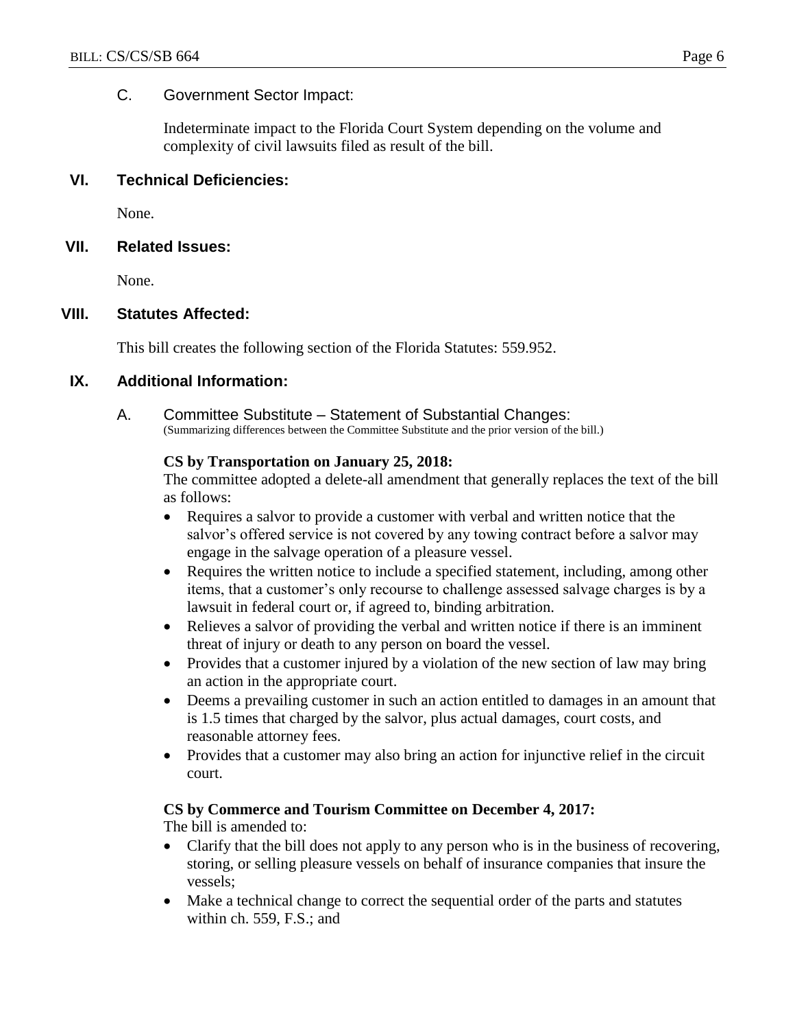### C. Government Sector Impact:

Indeterminate impact to the Florida Court System depending on the volume and complexity of civil lawsuits filed as result of the bill.

## VI. Technical Deficiencies:

None.

## VII. Related Issues:

None.

## VIII. Statutes Affected:

This bill creates the following section of the Florida Statutes: 559.952.

## IX. Additional Information:

### A. Committee Substitute – Statement of Substantial Changes:

(Summarizing differences between the Committee Substitute and the prior version of the bill.)

**CS by Transportation on January 25, 2018:**

The committee adopted a delete-all amendment that generally replaces the text of the bill as follows:

- Requires a salvor to provide a customer with verbal and written notice that the salvor's offered service is not covered by any towing contract before a salvor may engage in the salvage operation of a pleasure vessel.
- Requires the written notice to include a specified statement, including, among other items, that a customer's only recourse to challenge assessed salvage charges is by a lawsuit in federal court or, if agreed to, binding arbitration.
- Relieves a salvor of providing the verbal and written notice if there is an imminent threat of injury or death to any person on board the vessel.
- Provides that a customer injured by a violation of the new section of law may bring an action in the appropriate court.
- Deems a prevailing customer in such an action entitled to damages in an amount that is 1.5 times that charged by the salvor, plus actual damages, court costs, and reasonable attorney fees.
- Provides that a customer may also bring an action for injunctive relief in the circuit court.

**CS by Commerce and Tourism Committee on December 4, 2017:**

The bill is amended to:

- Clarify that the bill does not apply to any person who is in the business of recovering, storing, or selling pleasure vessels on behalf of insurance companies that insure the vessels;
- Make a technical change to correct the sequential order of the parts and statutes within ch. 559, F.S.; and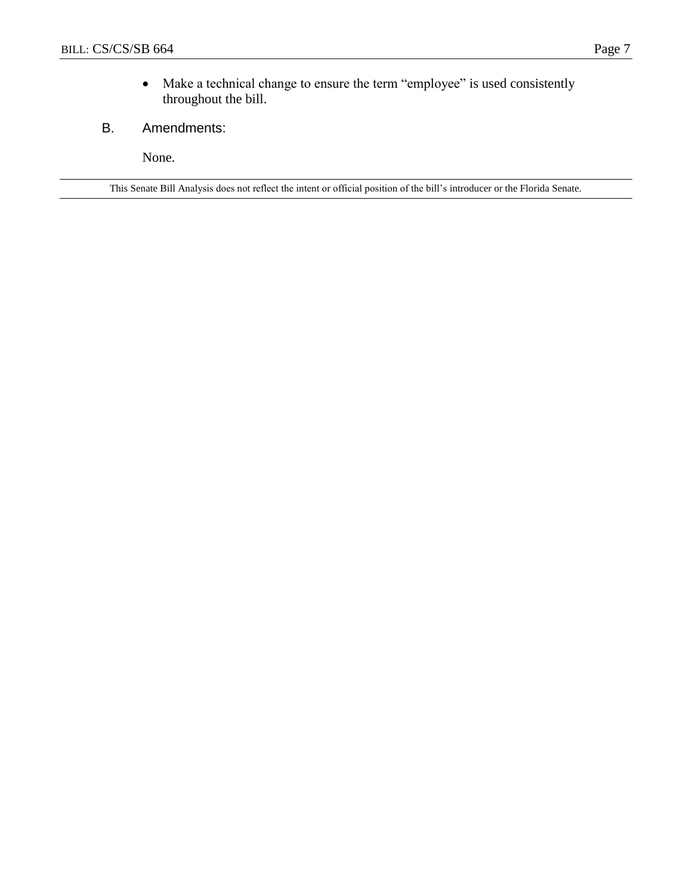- Make a technical change to ensure the term "employee" is used consistently throughout the bill.

B. Amendments:

None.

This Senate Bill Analysis does not reflect the intent or official position of the bill's introducer or the Florida Senate.